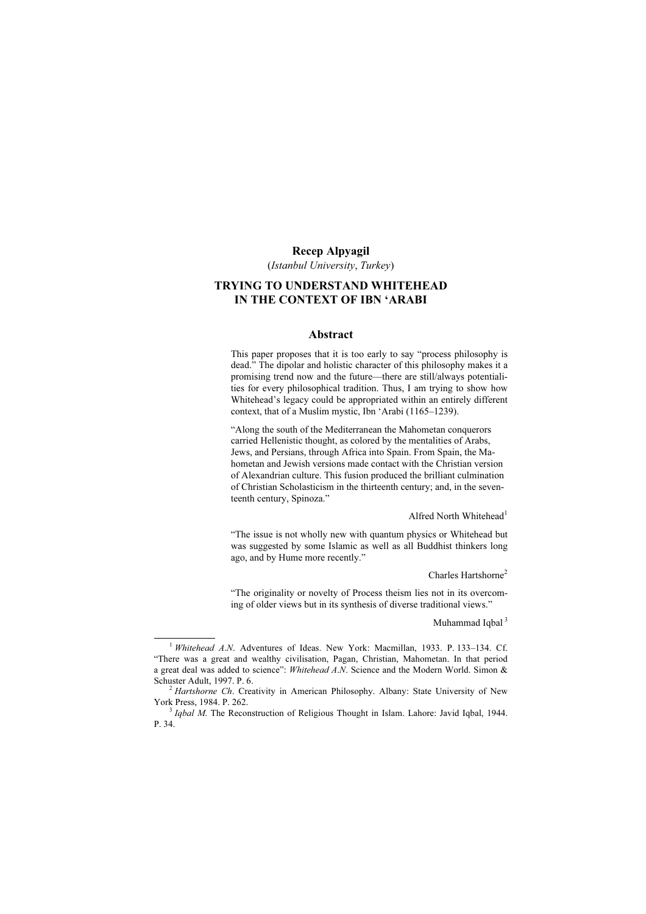**Recep Alpyagil**

(*Istanbul University*, *Turkey*)

# TRYING TO UNDERSTAND WHITEHEAD IN THE CONTEXT OF IBN ‘ARABI

## Abstract

This paper proposes that it is too early to say “process philosophy is dead.” The dipolar and holistic character of this philosophy makes it a promising trend now and the future—there are still/always potentialities for every philosophical tradition. Thus, I am trying to show how Whitehead’s legacy could be appropriated within an entirely different context, that of a Muslim mystic, Ibn ‘Arabi (1165–1239).

“Along the south of the Mediterranean the Mahometan conquerors carried Hellenistic thought, as colored by the mentalities of Arabs, Jews, and Persians, through Africa into Spain. From Spain, the Mahometan and Jewish versions made contact with the Christian version of Alexandrian culture. This fusion produced the brilliant culmination of Christian Scholasticism in the thirteenth century; and, in the seventeenth century, Spinoza.”

Alfred North Whitehead[1]

“The issue is not wholly new with quantum physics or Whitehead but was suggested by some Islamic as well as all Buddhist thinkers long ago, and by Hume more recently.”

Charles Hartshorne[2]

“The originality or novelty of Process theism lies not in its overcoming of older views but in its synthesis of diverse traditional views.”

Muhammad Iqbal[3]

---

[1] *Whitehead A.N*. Adventures of Ideas. New York: Macmillan, 1933. P. 133–134. Cf. “There was a great and wealthy civilisation, Pagan, Christian, Mahometan. In that period a great deal was added to science”: *Whitehead A.N*. Science and the Modern World. Simon & Schuster Adult, 1997. P. 6.

[2] *Hartshorne Ch*. Creativity in American Philosophy. Albany: State University of New York Press, 1984. P. 262.

[3] *Iqbal M.* The Reconstruction of Religious Thought in Islam. Lahore: Javid Iqbal, 1944. P. 34.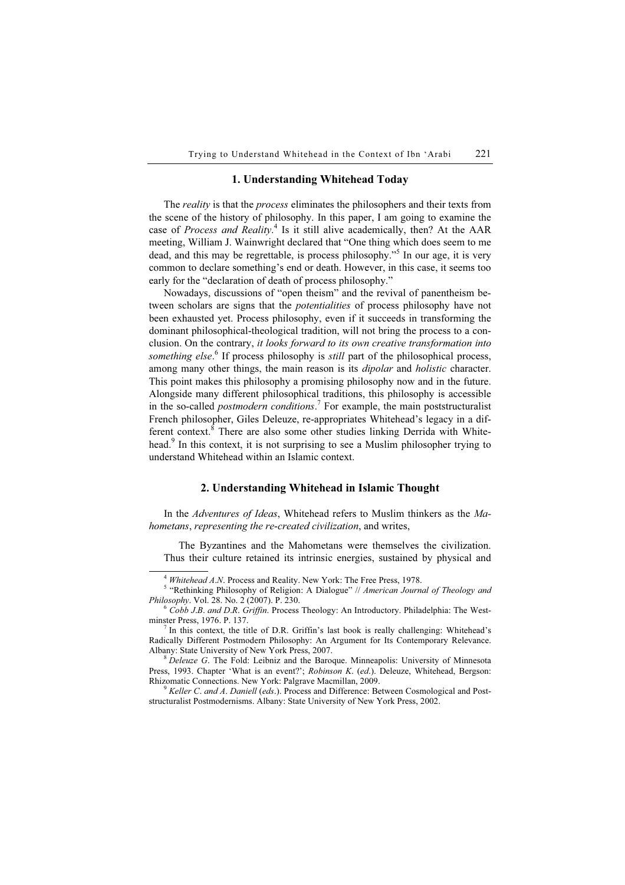## 1. Understanding Whitehead Today

The *reality* is that the *process* eliminates the philosophers and their texts from the scene of the history of philosophy. In this paper, I am going to examine the case of *Process and Reality*.[4] Is it still alive academically, then? At the AAR meeting, William J. Wainwright declared that "One thing which does seem to me dead, and this may be regrettable, is process philosophy."[5] In our age, it is very common to declare something's end or death. However, in this case, it seems too early for the "declaration of death of process philosophy."

Nowadays, discussions of "open theism" and the revival of panentheism between scholars are signs that the *potentialities* of process philosophy have not been exhausted yet. Process philosophy, even if it succeeds in transforming the dominant philosophical-theological tradition, will not bring the process to a conclusion. On the contrary, *it looks forward to its own creative transformation into something else*.[6] If process philosophy is *still* part of the philosophical process, among many other things, the main reason is its *dipolar* and *holistic* character. This point makes this philosophy a promising philosophy now and in the future. Alongside many different philosophical traditions, this philosophy is accessible in the so-called *postmodern conditions*.[7] For example, the main poststructuralist French philosopher, Giles Deleuze, re-appropriates Whitehead's legacy in a different context.[8] There are also some other studies linking Derrida with Whitehead.[9] In this context, it is not surprising to see a Muslim philosopher trying to understand Whitehead within an Islamic context.

## 2. Understanding Whitehead in Islamic Thought

In the *Adventures of Ideas*, Whitehead refers to Muslim thinkers as the *Mahometans*, *representing the re-created civilization*, and writes,

> The Byzantines and the Mahometans were themselves the civilization. Thus their culture retained its intrinsic energies, sustained by physical and

---

[4] *Whitehead A.N*. Process and Reality. New York: The Free Press, 1978.

[5] "Rethinking Philosophy of Religion: A Dialogue" // *American Journal of Theology and Philosophy*. Vol. 28. No. 2 (2007). P. 230.

[6] *Cobb J.B. and D.R. Griffin*. Process Theology: An Introductory. Philadelphia: The Westminster Press, 1976. P. 137.

[7] In this context, the title of D.R. Griffin's last book is really challenging: Whitehead's Radically Different Postmodern Philosophy: An Argument for Its Contemporary Relevance. Albany: State University of New York Press, 2007.

[8] *Deleuze G*. The Fold: Leibniz and the Baroque. Minneapolis: University of Minnesota Press, 1993. Chapter 'What is an event?'; *Robinson K*. (*ed*.). Deleuze, Whitehead, Bergson: Rhizomatic Connections. New York: Palgrave Macmillan, 2009.

[9] *Keller C. and A. Daniell* (*eds*.). Process and Difference: Between Cosmological and Poststructuralist Postmodernisms. Albany: State University of New York Press, 2002.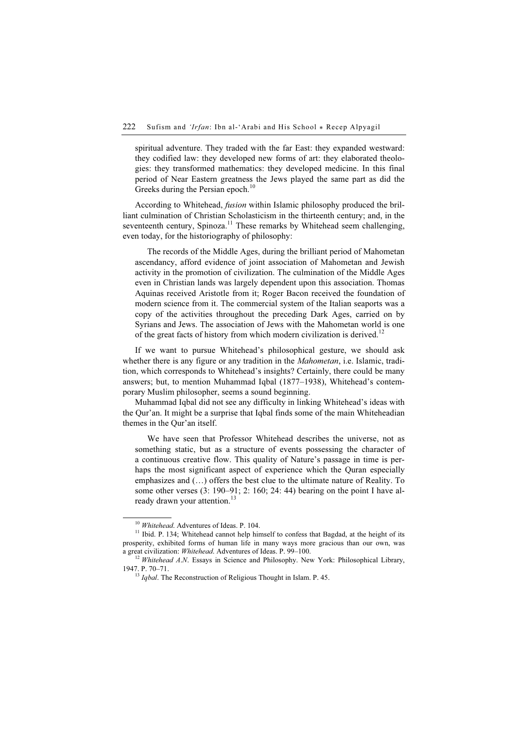spiritual adventure. They traded with the far East: they expanded westward: they codified law: they developed new forms of art: they elaborated theologies: they transformed mathematics: they developed medicine. In this final period of Near Eastern greatness the Jews played the same part as did the Greeks during the Persian epoch.[10]

According to Whitehead, *fusion* within Islamic philosophy produced the brilliant culmination of Christian Scholasticism in the thirteenth century; and, in the seventeenth century, Spinoza.[11] These remarks by Whitehead seem challenging, even today, for the historiography of philosophy:

> The records of the Middle Ages, during the brilliant period of Mahometan ascendancy, afford evidence of joint association of Mahometan and Jewish activity in the promotion of civilization. The culmination of the Middle Ages even in Christian lands was largely dependent upon this association. Thomas Aquinas received Aristotle from it; Roger Bacon received the foundation of modern science from it. The commercial system of the Italian seaports was a copy of the activities throughout the preceding Dark Ages, carried on by Syrians and Jews. The association of Jews with the Mahometan world is one of the great facts of history from which modern civilization is derived.[12]

If we want to pursue Whitehead's philosophical gesture, we should ask whether there is any figure or any tradition in the *Mahometan*, i.e. Islamic, tradition, which corresponds to Whitehead's insights? Certainly, there could be many answers; but, to mention Muhammad Iqbal (1877–1938), Whitehead's contemporary Muslim philosopher, seems a sound beginning.

Muhammad Iqbal did not see any difficulty in linking Whitehead's ideas with the Qur'an. It might be a surprise that Iqbal finds some of the main Whiteheadian themes in the Qur'an itself.

> We have seen that Professor Whitehead describes the universe, not as something static, but as a structure of events possessing the character of a continuous creative flow. This quality of Nature's passage in time is perhaps the most significant aspect of experience which the Quran especially emphasizes and (…) offers the best clue to the ultimate nature of Reality. To some other verses (3: 190–91; 2: 160; 24: 44) bearing on the point I have already drawn your attention.[13]

---

[10] *Whitehead*. Adventures of Ideas. P. 104.

[11] Ibid. P. 134; Whitehead cannot help himself to confess that Bagdad, at the height of its prosperity, exhibited forms of human life in many ways more gracious than our own, was a great civilization: *Whitehead*. Adventures of Ideas. P. 99–100.

[12] *Whitehead A.N*. Essays in Science and Philosophy. New York: Philosophical Library, 1947. P. 70–71.

[13] *Iqbal*. The Reconstruction of Religious Thought in Islam. P. 45.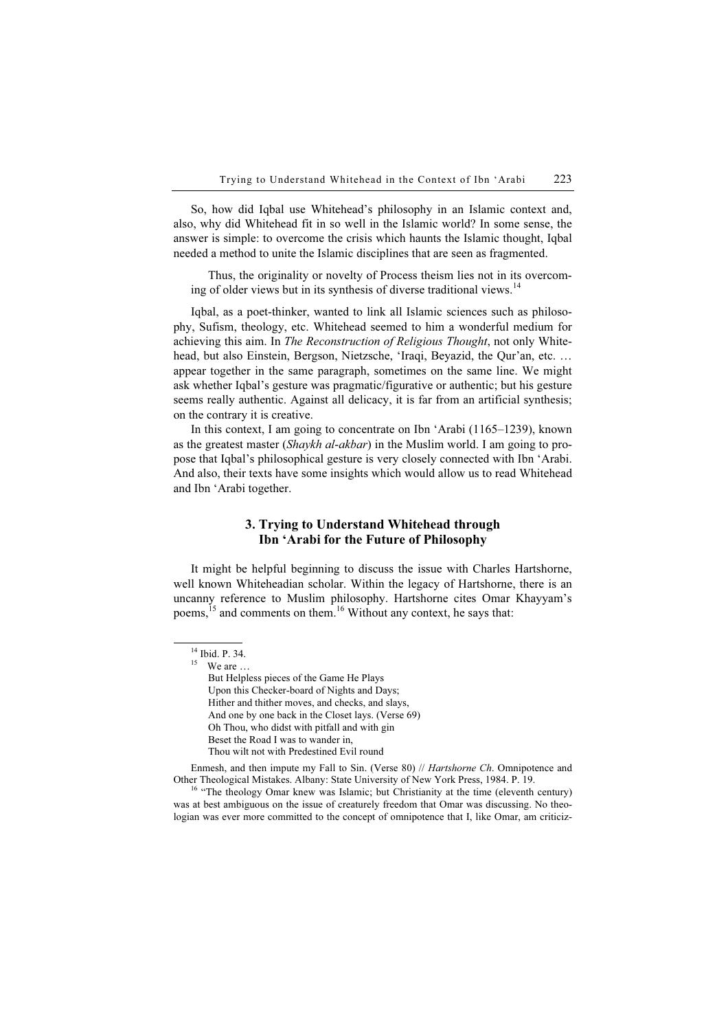So, how did Iqbal use Whitehead's philosophy in an Islamic context and, also, why did Whitehead fit in so well in the Islamic world? In some sense, the answer is simple: to overcome the crisis which haunts the Islamic thought, Iqbal needed a method to unite the Islamic disciplines that are seen as fragmented.

> Thus, the originality or novelty of Process theism lies not in its overcoming of older views but in its synthesis of diverse traditional views.[14]

Iqbal, as a poet-thinker, wanted to link all Islamic sciences such as philosophy, Sufism, theology, etc. Whitehead seemed to him a wonderful medium for achieving this aim. In *The Reconstruction of Religious Thought*, not only Whitehead, but also Einstein, Bergson, Nietzsche, 'Iraqi, Beyazid, the Qur'an, etc. … appear together in the same paragraph, sometimes on the same line. We might ask whether Iqbal's gesture was pragmatic/figurative or authentic; but his gesture seems really authentic. Against all delicacy, it is far from an artificial synthesis; on the contrary it is creative.

In this context, I am going to concentrate on Ibn 'Arabi (1165–1239), known as the greatest master (*Shaykh al-akbar*) in the Muslim world. I am going to propose that Iqbal's philosophical gesture is very closely connected with Ibn 'Arabi. And also, their texts have some insights which would allow us to read Whitehead and Ibn 'Arabi together.

## 3. Trying to Understand Whitehead through Ibn 'Arabi for the Future of Philosophy

It might be helpful beginning to discuss the issue with Charles Hartshorne, well known Whiteheadian scholar. Within the legacy of Hartshorne, there is an uncanny reference to Muslim philosophy. Hartshorne cites Omar Khayyam's poems,[15] and comments on them.[16] Without any context, he says that:

---

[14] Ibid. P. 34.

[15] We are …
But Helpless pieces of the Game He Plays
Upon this Checker-board of Nights and Days;
Hither and thither moves, and checks, and slays,
And one by one back in the Closet lays. (Verse 69)
Oh Thou, who didst with pitfall and with gin
Beset the Road I was to wander in,
Thou wilt not with Predestined Evil round
Enmesh, and then impute my Fall to Sin. (Verse 80) // *Hartshorne Ch*. Omnipotence and Other Theological Mistakes. Albany: State University of New York Press, 1984. P. 19.

[16] "The theology Omar knew was Islamic; but Christianity at the time (eleventh century) was at best ambiguous on the issue of creaturely freedom that Omar was discussing. No theologian was ever more committed to the concept of omnipotence that I, like Omar, am criticiz-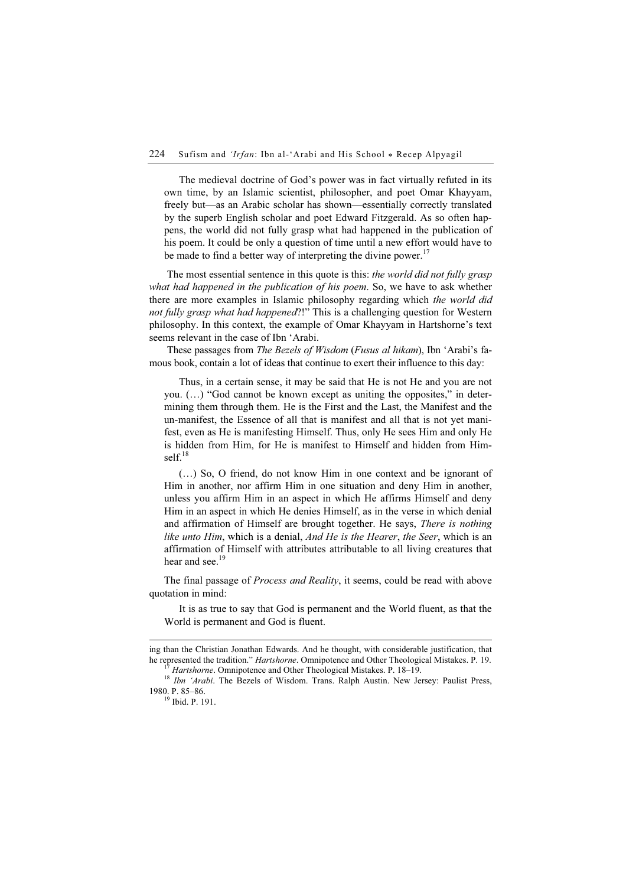> The medieval doctrine of God's power was in fact virtually refuted in its own time, by an Islamic scientist, philosopher, and poet Omar Khayyam, freely but—as an Arabic scholar has shown—essentially correctly translated by the superb English scholar and poet Edward Fitzgerald. As so often happens, the world did not fully grasp what had happened in the publication of his poem. It could be only a question of time until a new effort would have to be made to find a better way of interpreting the divine power.[17]

The most essential sentence in this quote is this: *the world did not fully grasp what had happened in the publication of his poem*. So, we have to ask whether there are more examples in Islamic philosophy regarding which *the world did not fully grasp what had happened*?!" This is a challenging question for Western philosophy. In this context, the example of Omar Khayyam in Hartshorne's text seems relevant in the case of Ibn 'Arabi.

These passages from *The Bezels of Wisdom* (*Fusus al hikam*), Ibn 'Arabi's famous book, contain a lot of ideas that continue to exert their influence to this day:

> Thus, in a certain sense, it may be said that He is not He and you are not you. (…) "God cannot be known except as uniting the opposites," in determining them through them. He is the First and the Last, the Manifest and the un-manifest, the Essence of all that is manifest and all that is not yet manifest, even as He is manifesting Himself. Thus, only He sees Him and only He is hidden from Him, for He is manifest to Himself and hidden from Himself.[18]
>
> (…) So, O friend, do not know Him in one context and be ignorant of Him in another, nor affirm Him in one situation and deny Him in another, unless you affirm Him in an aspect in which He affirms Himself and deny Him in an aspect in which He denies Himself, as in the verse in which denial and affirmation of Himself are brought together. He says, *There is nothing like unto Him*, which is a denial, *And He is the Hearer*, *the Seer*, which is an affirmation of Himself with attributes attributable to all living creatures that hear and see.[19]

The final passage of *Process and Reality*, it seems, could be read with above quotation in mind:

> It is as true to say that God is permanent and the World fluent, as that the World is permanent and God is fluent.

---

ing than the Christian Jonathan Edwards. And he thought, with considerable justification, that he represented the tradition." *Hartshorne*. Omnipotence and Other Theological Mistakes. P. 19.

[17] *Hartshorne*. Omnipotence and Other Theological Mistakes. P. 18–19.

[18] *Ibn 'Arabi*. The Bezels of Wisdom. Trans. Ralph Austin. New Jersey: Paulist Press, 1980. P. 85–86.

[19] Ibid. P. 191.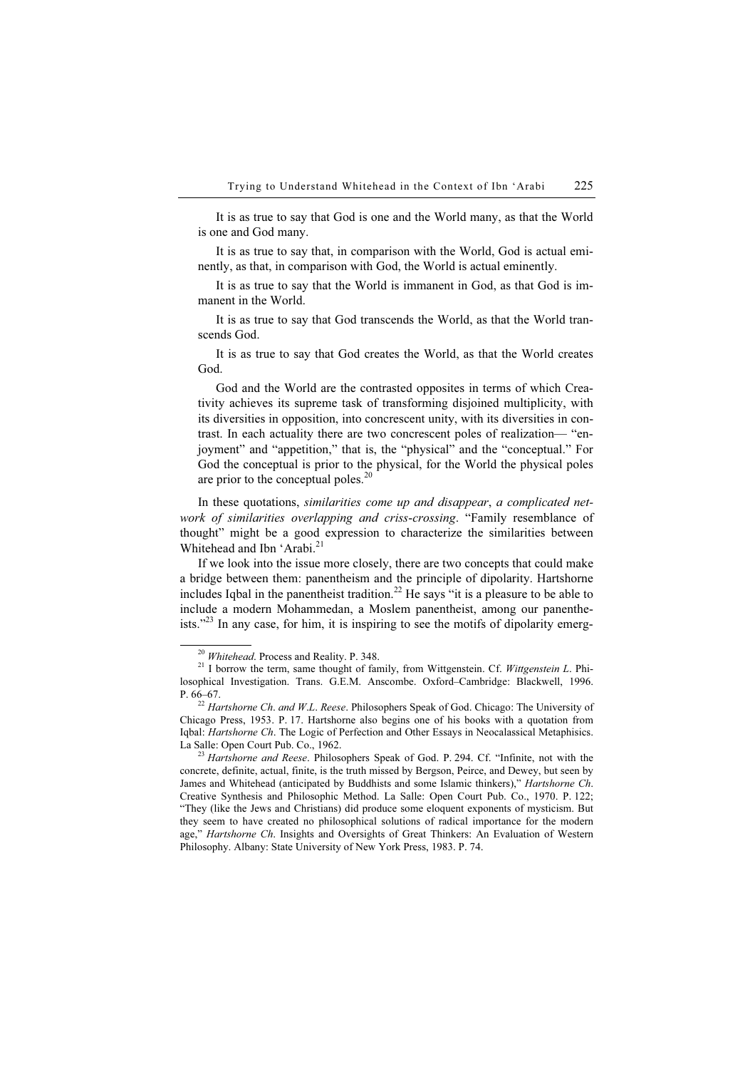It is as true to say that God is one and the World many, as that the World is one and God many.

It is as true to say that, in comparison with the World, God is actual eminently, as that, in comparison with God, the World is actual eminently.

It is as true to say that the World is immanent in God, as that God is immanent in the World.

It is as true to say that God transcends the World, as that the World transcends God.

It is as true to say that God creates the World, as that the World creates God.

God and the World are the contrasted opposites in terms of which Creativity achieves its supreme task of transforming disjoined multiplicity, with its diversities in opposition, into concrescent unity, with its diversities in contrast. In each actuality there are two concrescent poles of realization— "enjoyment" and "appetition," that is, the "physical" and the "conceptual." For God the conceptual is prior to the physical, for the World the physical poles are prior to the conceptual poles.[20]

In these quotations, *similarities come up and disappear*, *a complicated network of similarities overlapping and criss-crossing*. "Family resemblance of thought" might be a good expression to characterize the similarities between Whitehead and Ibn 'Arabi.[21]

If we look into the issue more closely, there are two concepts that could make a bridge between them: panentheism and the principle of dipolarity. Hartshorne includes Iqbal in the panentheist tradition.[22] He says "it is a pleasure to be able to include a modern Mohammedan, a Moslem panentheist, among our panentheists."[23] In any case, for him, it is inspiring to see the motifs of dipolarity emerg-

---

[20] *Whitehead*. Process and Reality. P. 348.

[21] I borrow the term, same thought of family, from Wittgenstein. Cf. *Wittgenstein L*. Philosophical Investigation. Trans. G.E.M. Anscombe. Oxford–Cambridge: Blackwell, 1996. P. 66–67.

[22] *Hartshorne Ch. and W.L. Reese*. Philosophers Speak of God. Chicago: The University of Chicago Press, 1953. P. 17. Hartshorne also begins one of his books with a quotation from Iqbal: *Hartshorne Ch*. The Logic of Perfection and Other Essays in Neocalassical Metaphisics. La Salle: Open Court Pub. Co., 1962.

[23] *Hartshorne and Reese*. Philosophers Speak of God. P. 294. Cf. "Infinite, not with the concrete, definite, actual, finite, is the truth missed by Bergson, Peirce, and Dewey, but seen by James and Whitehead (anticipated by Buddhists and some Islamic thinkers)," *Hartshorne Ch*. Creative Synthesis and Philosophic Method. La Salle: Open Court Pub. Co., 1970. P. 122; "They (like the Jews and Christians) did produce some eloquent exponents of mysticism. But they seem to have created no philosophical solutions of radical importance for the modern age," *Hartshorne Ch*. Insights and Oversights of Great Thinkers: An Evaluation of Western Philosophy. Albany: State University of New York Press, 1983. P. 74.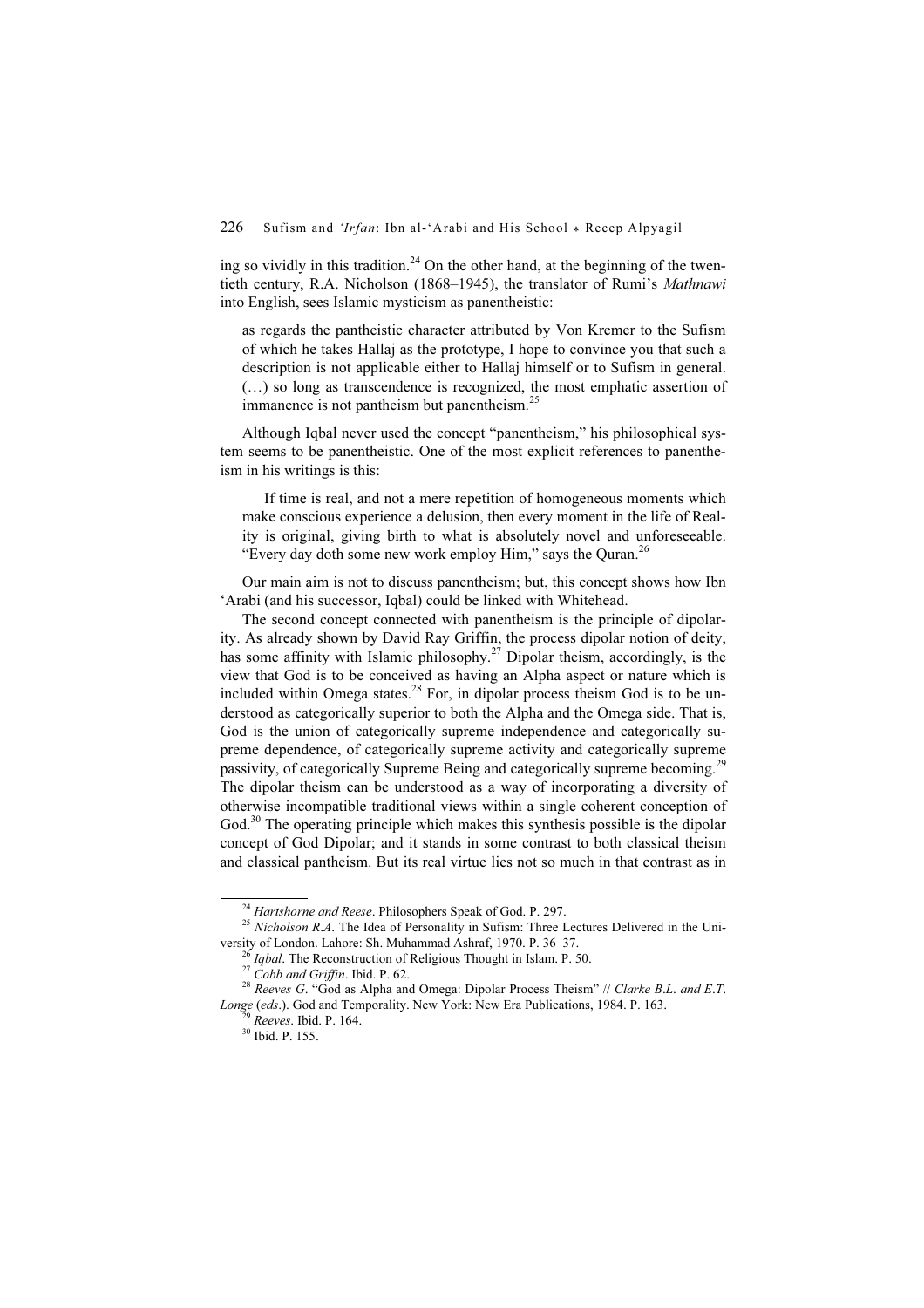ing so vividly in this tradition.[24] On the other hand, at the beginning of the twentieth century, R.A. Nicholson (1868–1945), the translator of Rumi's *Mathnawi* into English, sees Islamic mysticism as panentheistic:

> as regards the pantheistic character attributed by Von Kremer to the Sufism of which he takes Hallaj as the prototype, I hope to convince you that such a description is not applicable either to Hallaj himself or to Sufism in general. (…) so long as transcendence is recognized, the most emphatic assertion of immanence is not pantheism but panentheism.[25]

Although Iqbal never used the concept "panentheism," his philosophical system seems to be panentheistic. One of the most explicit references to panentheism in his writings is this:

> If time is real, and not a mere repetition of homogeneous moments which make conscious experience a delusion, then every moment in the life of Reality is original, giving birth to what is absolutely novel and unforeseeable. "Every day doth some new work employ Him," says the Quran.[26]

Our main aim is not to discuss panentheism; but, this concept shows how Ibn 'Arabi (and his successor, Iqbal) could be linked with Whitehead.

The second concept connected with panentheism is the principle of dipolarity. As already shown by David Ray Griffin, the process dipolar notion of deity, has some affinity with Islamic philosophy.[27] Dipolar theism, accordingly, is the view that God is to be conceived as having an Alpha aspect or nature which is included within Omega states.[28] For, in dipolar process theism God is to be understood as categorically superior to both the Alpha and the Omega side. That is, God is the union of categorically supreme independence and categorically supreme dependence, of categorically supreme activity and categorically supreme passivity, of categorically Supreme Being and categorically supreme becoming.[29] The dipolar theism can be understood as a way of incorporating a diversity of otherwise incompatible traditional views within a single coherent conception of God.[30] The operating principle which makes this synthesis possible is the dipolar concept of God Dipolar; and it stands in some contrast to both classical theism and classical pantheism. But its real virtue lies not so much in that contrast as in

---

[24] *Hartshorne and Reese*. Philosophers Speak of God. P. 297.

[25] *Nicholson R.A*. The Idea of Personality in Sufism: Three Lectures Delivered in the University of London. Lahore: Sh. Muhammad Ashraf, 1970. P. 36–37.

[26] *Iqbal*. The Reconstruction of Religious Thought in Islam. P. 50.

[27] *Cobb and Griffin*. Ibid. P. 62.

[28] *Reeves G*. "God as Alpha and Omega: Dipolar Process Theism" // *Clarke B.L. and E.T. Longe* (*eds*.). God and Temporality. New York: New Era Publications, 1984. P. 163.

[29] *Reeves*. Ibid. P. 164.

[30] Ibid. P. 155.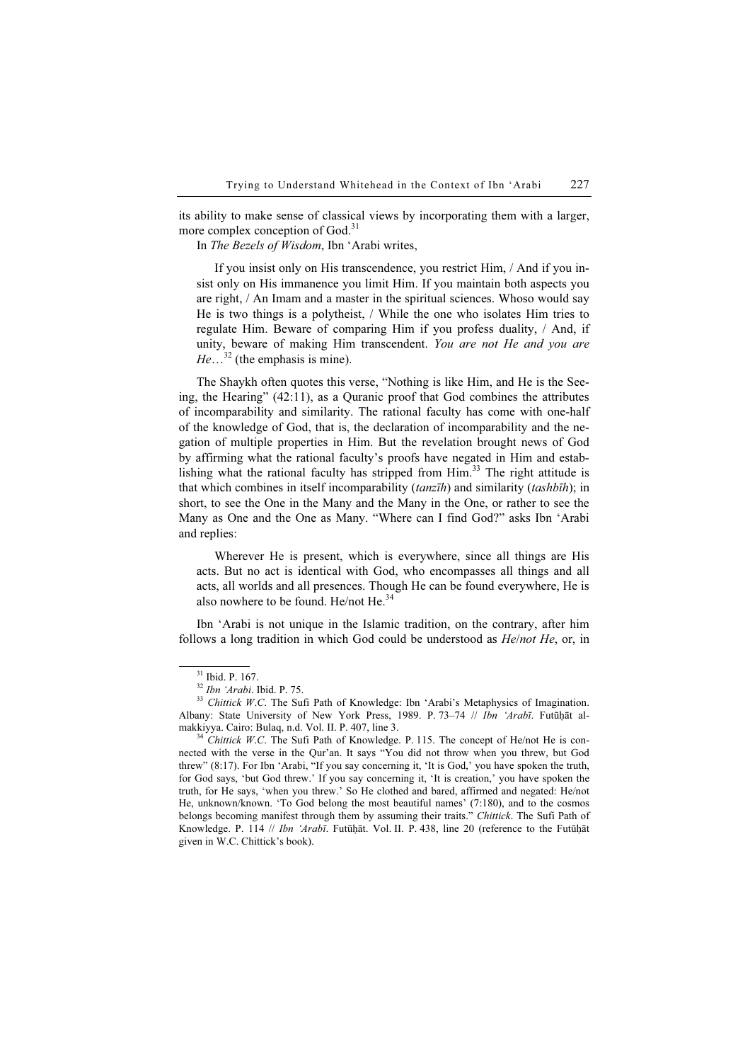its ability to make sense of classical views by incorporating them with a larger, more complex conception of God.[31]

In *The Bezels of Wisdom*, Ibn 'Arabi writes,

> If you insist only on His transcendence, you restrict Him, / And if you insist only on His immanence you limit Him. If you maintain both aspects you are right, / An Imam and a master in the spiritual sciences. Whoso would say He is two things is a polytheist, / While the one who isolates Him tries to regulate Him. Beware of comparing Him if you profess duality, / And, if unity, beware of making Him transcendent. *You are not He and you are He*…[32] (the emphasis is mine).

The Shaykh often quotes this verse, "Nothing is like Him, and He is the Seeing, the Hearing" (42:11), as a Quranic proof that God combines the attributes of incomparability and similarity. The rational faculty has come with one-half of the knowledge of God, that is, the declaration of incomparability and the negation of multiple properties in Him. But the revelation brought news of God by affirming what the rational faculty's proofs have negated in Him and establishing what the rational faculty has stripped from Him.[33] The right attitude is that which combines in itself incomparability (*tanzīh*) and similarity (*tashbīh*); in short, to see the One in the Many and the Many in the One, or rather to see the Many as One and the One as Many. "Where can I find God?" asks Ibn 'Arabi and replies:

> Wherever He is present, which is everywhere, since all things are His acts. But no act is identical with God, who encompasses all things and all acts, all worlds and all presences. Though He can be found everywhere, He is also nowhere to be found. He/not He.[34]

Ibn 'Arabi is not unique in the Islamic tradition, on the contrary, after him follows a long tradition in which God could be understood as *He*/*not He*, or, in

---

[31] Ibid. P. 167.

[32] *Ibn 'Arabi*. Ibid. P. 75.

[33] *Chittick W.C*. The Sufi Path of Knowledge: Ibn 'Arabi's Metaphysics of Imagination. Albany: State University of New York Press, 1989. P. 73–74 // *Ibn 'Arabī*. Futūḥāt al-makkiyya. Cairo: Bulaq, n.d. Vol. II. P. 407, line 3.

[34] *Chittick W.C*. The Sufi Path of Knowledge. P. 115. The concept of He/not He is connected with the verse in the Qur'an. It says "You did not throw when you threw, but God threw" (8:17). For Ibn 'Arabi, "If you say concerning it, 'It is God,' you have spoken the truth, for God says, 'but God threw.' If you say concerning it, 'It is creation,' you have spoken the truth, for He says, 'when you threw.' So He clothed and bared, affirmed and negated: He/not He, unknown/known. 'To God belong the most beautiful names' (7:180), and to the cosmos belongs becoming manifest through them by assuming their traits." *Chittick*. The Sufi Path of Knowledge. P. 114 // *Ibn 'Arabī*. Futūḥāt. Vol. II. P. 438, line 20 (reference to the Futūḥāt given in W.C. Chittick's book).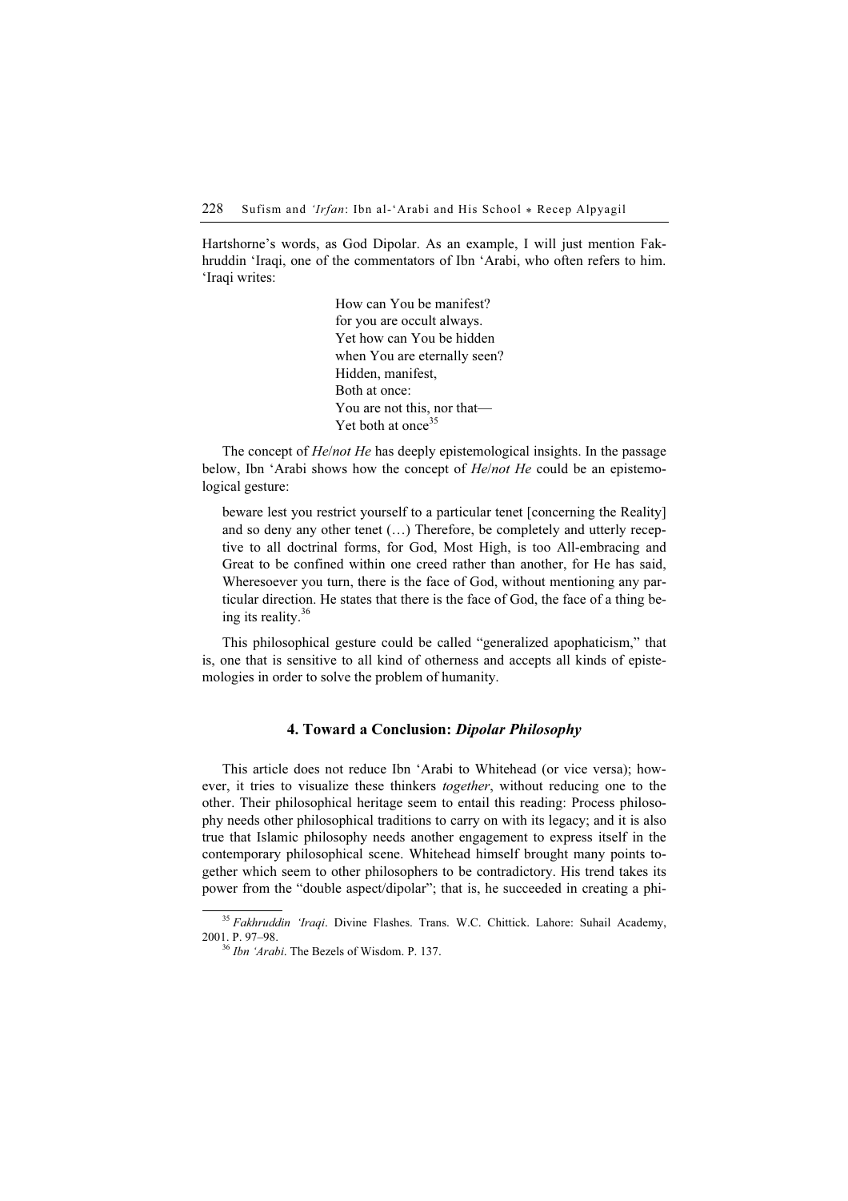Hartshorne's words, as God Dipolar. As an example, I will just mention Fakhruddin 'Iraqi, one of the commentators of Ibn 'Arabi, who often refers to him. 'Iraqi writes:

> How can You be manifest?
> for you are occult always.
> Yet how can You be hidden
> when You are eternally seen?
> Hidden, manifest,
> Both at once:
> You are not this, nor that—
> Yet both at once[35]

The concept of *He*/*not He* has deeply epistemological insights. In the passage below, Ibn 'Arabi shows how the concept of *He*/*not He* could be an epistemological gesture:

> beware lest you restrict yourself to a particular tenet [concerning the Reality] and so deny any other tenet (…) Therefore, be completely and utterly receptive to all doctrinal forms, for God, Most High, is too All-embracing and Great to be confined within one creed rather than another, for He has said, Wheresoever you turn, there is the face of God, without mentioning any particular direction. He states that there is the face of God, the face of a thing being its reality.[36]

This philosophical gesture could be called "generalized apophaticism," that is, one that is sensitive to all kind of otherness and accepts all kinds of epistemologies in order to solve the problem of humanity.

## 4. Toward a Conclusion: *Dipolar Philosophy*

This article does not reduce Ibn 'Arabi to Whitehead (or vice versa); however, it tries to visualize these thinkers *together*, without reducing one to the other. Their philosophical heritage seem to entail this reading: Process philosophy needs other philosophical traditions to carry on with its legacy; and it is also true that Islamic philosophy needs another engagement to express itself in the contemporary philosophical scene. Whitehead himself brought many points together which seem to other philosophers to be contradictory. His trend takes its power from the "double aspect/dipolar"; that is, he succeeded in creating a phi-

---

[35] *Fakhruddin 'Iraqi*. Divine Flashes. Trans. W.C. Chittick. Lahore: Suhail Academy, 2001. P. 97–98.

[36] *Ibn 'Arabi*. The Bezels of Wisdom. P. 137.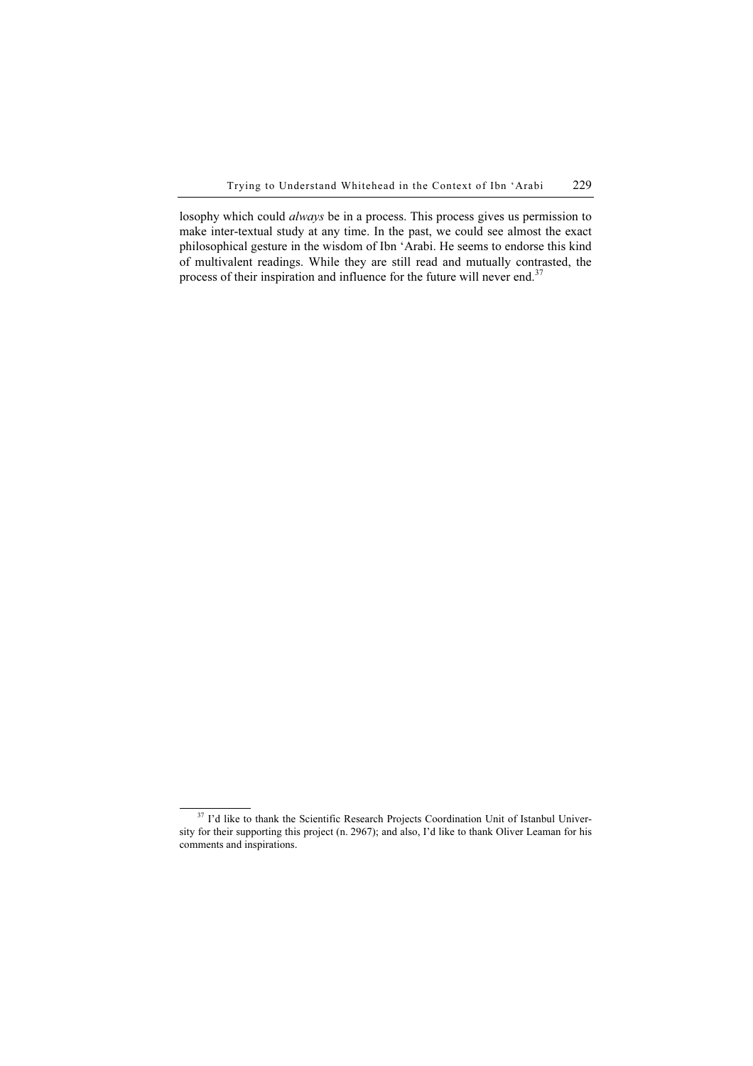losophy which could *always* be in a process. This process gives us permission to make inter-textual study at any time. In the past, we could see almost the exact philosophical gesture in the wisdom of Ibn ʻArabi. He seems to endorse this kind of multivalent readings. While they are still read and mutually contrasted, the process of their inspiration and influence for the future will never end.[37]

---

[37] I'd like to thank the Scientific Research Projects Coordination Unit of Istanbul University for their supporting this project (n. 2967); and also, I'd like to thank Oliver Leaman for his comments and inspirations.